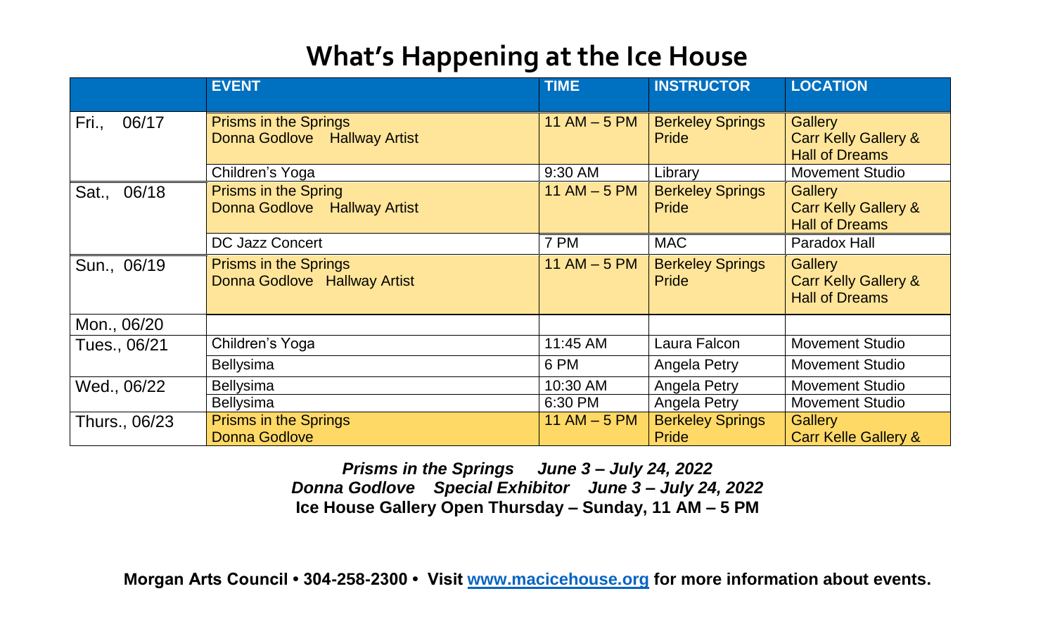# What's Happening at the Ice House

| | EVENT | TIME | INSTRUCTOR | LOCATION |
|---|---|---|---|---|
| Fri., 06/17 | Prisms in the Springs<br>Donna Godlove Hallway Artist | 11 AM – 5 PM | Berkeley Springs Pride | Gallery<br>Carr Kelly Gallery &<br>Hall of Dreams |
| | Children's Yoga | 9:30 AM | Library | Movement Studio |
| Sat., 06/18 | Prisms in the Spring<br>Donna Godlove Hallway Artist | 11 AM – 5 PM | Berkeley Springs Pride | Gallery<br>Carr Kelly Gallery &<br>Hall of Dreams |
| | DC Jazz Concert | 7 PM | MAC | Paradox Hall |
| Sun., 06/19 | Prisms in the Springs<br>Donna Godlove Hallway Artist | 11 AM – 5 PM | Berkeley Springs Pride | Gallery<br>Carr Kelly Gallery &<br>Hall of Dreams |
| Mon., 06/20 | | | | |
| Tues., 06/21 | Children's Yoga | 11:45 AM | Laura Falcon | Movement Studio |
| | Bellysima | 6 PM | Angela Petry | Movement Studio |
| Wed., 06/22 | Bellysima | 10:30 AM | Angela Petry | Movement Studio |
| | Bellysima | 6:30 PM | Angela Petry | Movement Studio |
| Thurs., 06/23 | Prisms in the Springs<br>Donna Godlove | 11 AM – 5 PM | Berkeley Springs Pride | Gallery<br>Carr Kelle Gallery & |

***Prisms in the Springs June 3 – July 24, 2022***
***Donna Godlove Special Exhibitor June 3 – July 24, 2022***
**Ice House Gallery Open Thursday – Sunday, 11 AM – 5 PM**

**Morgan Arts Council • 304-258-2300 • Visit [www.macicehouse.org](http://www.macicehouse.org) for more information about events.**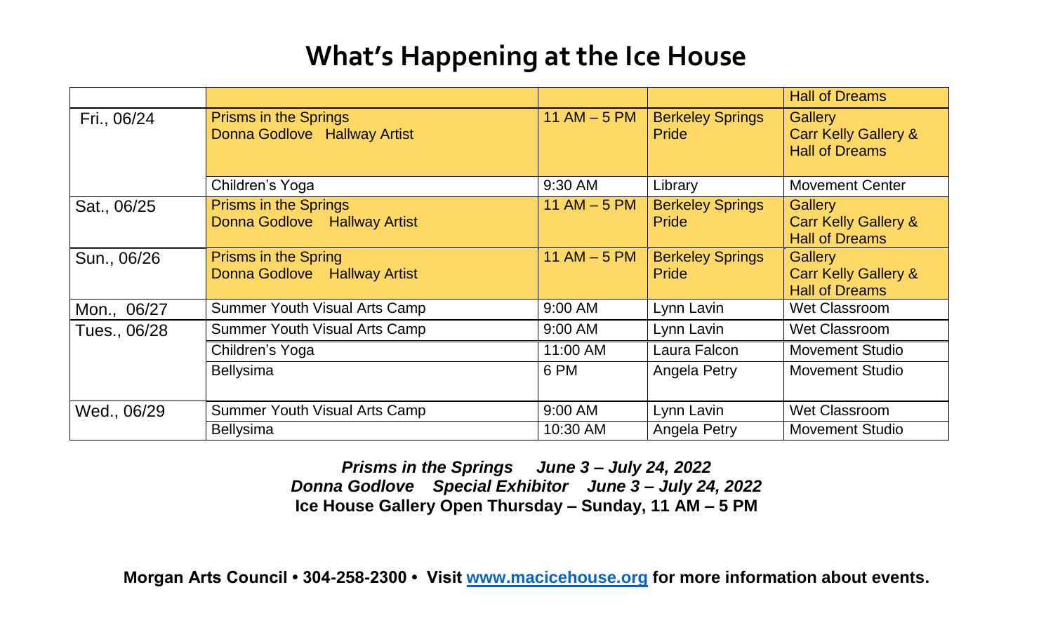# What's Happening at the Ice House

| | | | | |
|---|---|---|---|---|
| | | | | Hall of Dreams |
| Fri., 06/24 | Prisms in the Springs<br>Donna Godlove Hallway Artist | 11 AM – 5 PM | Berkeley Springs Pride | Gallery<br>Carr Kelly Gallery &<br>Hall of Dreams |
| | Children's Yoga | 9:30 AM | Library | Movement Center |
| Sat., 06/25 | Prisms in the Springs<br>Donna Godlove Hallway Artist | 11 AM – 5 PM | Berkeley Springs Pride | Gallery<br>Carr Kelly Gallery &<br>Hall of Dreams |
| Sun., 06/26 | Prisms in the Spring<br>Donna Godlove Hallway Artist | 11 AM – 5 PM | Berkeley Springs Pride | Gallery<br>Carr Kelly Gallery &<br>Hall of Dreams |
| Mon., 06/27 | Summer Youth Visual Arts Camp | 9:00 AM | Lynn Lavin | Wet Classroom |
| Tues., 06/28 | Summer Youth Visual Arts Camp | 9:00 AM | Lynn Lavin | Wet Classroom |
| | Children's Yoga | 11:00 AM | Laura Falcon | Movement Studio |
| | Bellysima | 6 PM | Angela Petry | Movement Studio |
| Wed., 06/29 | Summer Youth Visual Arts Camp | 9:00 AM | Lynn Lavin | Wet Classroom |
| | Bellysima | 10:30 AM | Angela Petry | Movement Studio |

***Prisms in the Springs June 3 – July 24, 2022***
***Donna Godlove Special Exhibitor June 3 – July 24, 2022***
**Ice House Gallery Open Thursday – Sunday, 11 AM – 5 PM**

**Morgan Arts Council • 304-258-2300 • Visit [www.macicehouse.org](http://www.macicehouse.org) for more information about events.**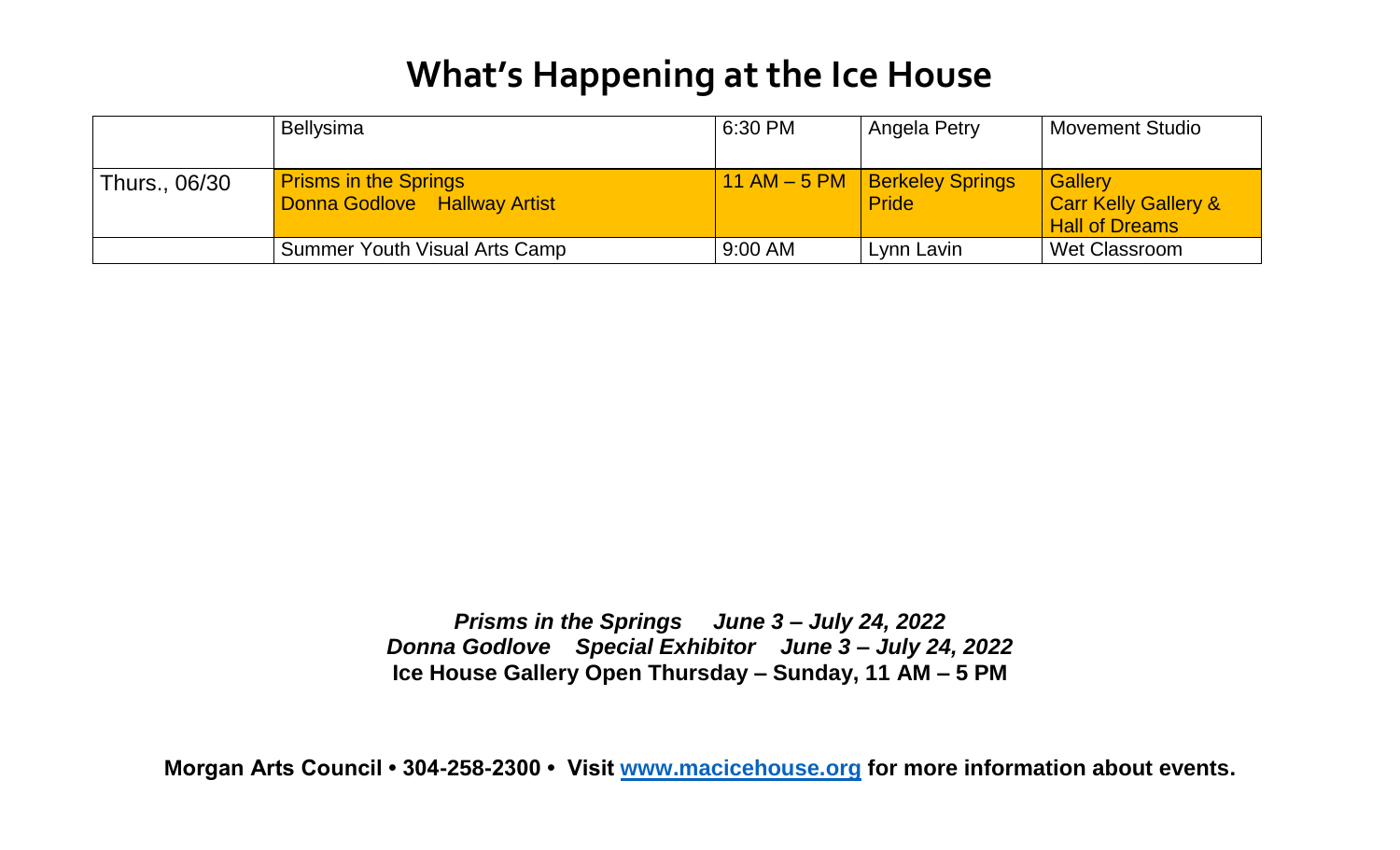# What's Happening at the Ice House

| | | | | |
|---|---|---|---|---|
| | Bellysima | 6:30 PM | Angela Petry | Movement Studio |
| Thurs., 06/30 | Prisms in the Springs<br>Donna Godlove Hallway Artist | 11 AM – 5 PM | Berkeley Springs Pride | Gallery<br>Carr Kelly Gallery &<br>Hall of Dreams |
| | Summer Youth Visual Arts Camp | 9:00 AM | Lynn Lavin | Wet Classroom |

***Prisms in the Springs June 3 – July 24, 2022***
***Donna Godlove Special Exhibitor June 3 – July 24, 2022***
**Ice House Gallery Open Thursday – Sunday, 11 AM – 5 PM**

**Morgan Arts Council • 304-258-2300 • Visit [www.macicehouse.org](http://www.macicehouse.org) for more information about events.**